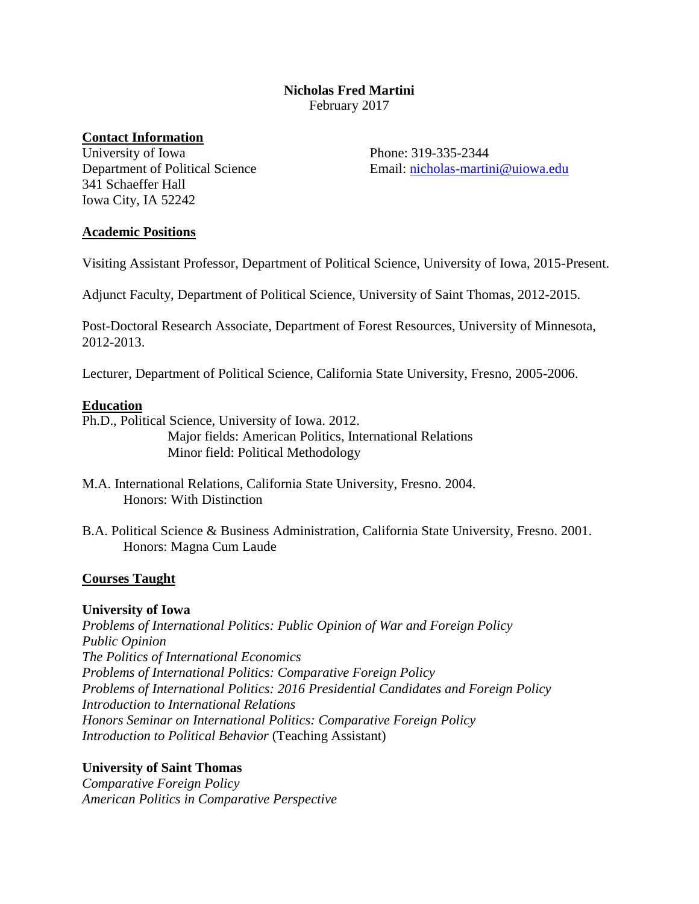# Nicholas Fred Martini

February 2017

## Contact Information

University of Iowa
Department of Political Science
341 Schaeffer Hall
Iowa City, IA 52242

Phone: 319-335-2344
Email: nicholas-martini@uiowa.edu

## Academic Positions

Visiting Assistant Professor, Department of Political Science, University of Iowa, 2015-Present.

Adjunct Faculty, Department of Political Science, University of Saint Thomas, 2012-2015.

Post-Doctoral Research Associate, Department of Forest Resources, University of Minnesota, 2012-2013.

Lecturer, Department of Political Science, California State University, Fresno, 2005-2006.

## Education

Ph.D., Political Science, University of Iowa. 2012.
Major fields: American Politics, International Relations
Minor field: Political Methodology

M.A. International Relations, California State University, Fresno. 2004.
Honors: With Distinction

B.A. Political Science & Business Administration, California State University, Fresno. 2001.
Honors: Magna Cum Laude

## Courses Taught

**University of Iowa**

*Problems of International Politics: Public Opinion of War and Foreign Policy*
*Public Opinion*
*The Politics of International Economics*
*Problems of International Politics: Comparative Foreign Policy*
*Problems of International Politics: 2016 Presidential Candidates and Foreign Policy*
*Introduction to International Relations*
*Honors Seminar on International Politics: Comparative Foreign Policy*
*Introduction to Political Behavior* (Teaching Assistant)

**University of Saint Thomas**

*Comparative Foreign Policy*
*American Politics in Comparative Perspective*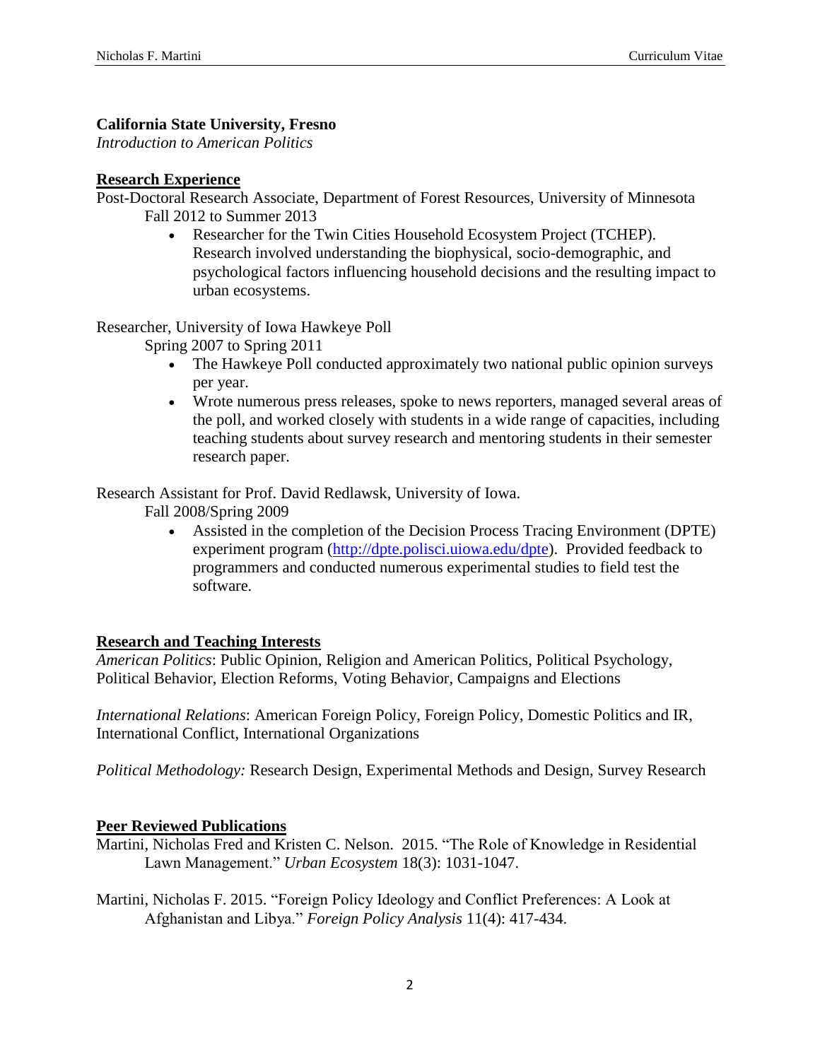**California State University, Fresno**
*Introduction to American Politics*

## Research Experience

Post-Doctoral Research Associate, Department of Forest Resources, University of Minnesota
Fall 2012 to Summer 2013

- Researcher for the Twin Cities Household Ecosystem Project (TCHEP). Research involved understanding the biophysical, socio-demographic, and psychological factors influencing household decisions and the resulting impact to urban ecosystems.

Researcher, University of Iowa Hawkeye Poll
Spring 2007 to Spring 2011

- The Hawkeye Poll conducted approximately two national public opinion surveys per year.
- Wrote numerous press releases, spoke to news reporters, managed several areas of the poll, and worked closely with students in a wide range of capacities, including teaching students about survey research and mentoring students in their semester research paper.

Research Assistant for Prof. David Redlawsk, University of Iowa.
Fall 2008/Spring 2009

- Assisted in the completion of the Decision Process Tracing Environment (DPTE) experiment program ([http://dpte.polisci.uiowa.edu/dpte](http://dpte.polisci.uiowa.edu/dpte)). Provided feedback to programmers and conducted numerous experimental studies to field test the software.

## Research and Teaching Interests

*American Politics*: Public Opinion, Religion and American Politics, Political Psychology, Political Behavior, Election Reforms, Voting Behavior, Campaigns and Elections

*International Relations*: American Foreign Policy, Foreign Policy, Domestic Politics and IR, International Conflict, International Organizations

*Political Methodology:* Research Design, Experimental Methods and Design, Survey Research

## Peer Reviewed Publications

Martini, Nicholas Fred and Kristen C. Nelson. 2015. "The Role of Knowledge in Residential Lawn Management." *Urban Ecosystem* 18(3): 1031-1047.

Martini, Nicholas F. 2015. "Foreign Policy Ideology and Conflict Preferences: A Look at Afghanistan and Libya." *Foreign Policy Analysis* 11(4): 417-434.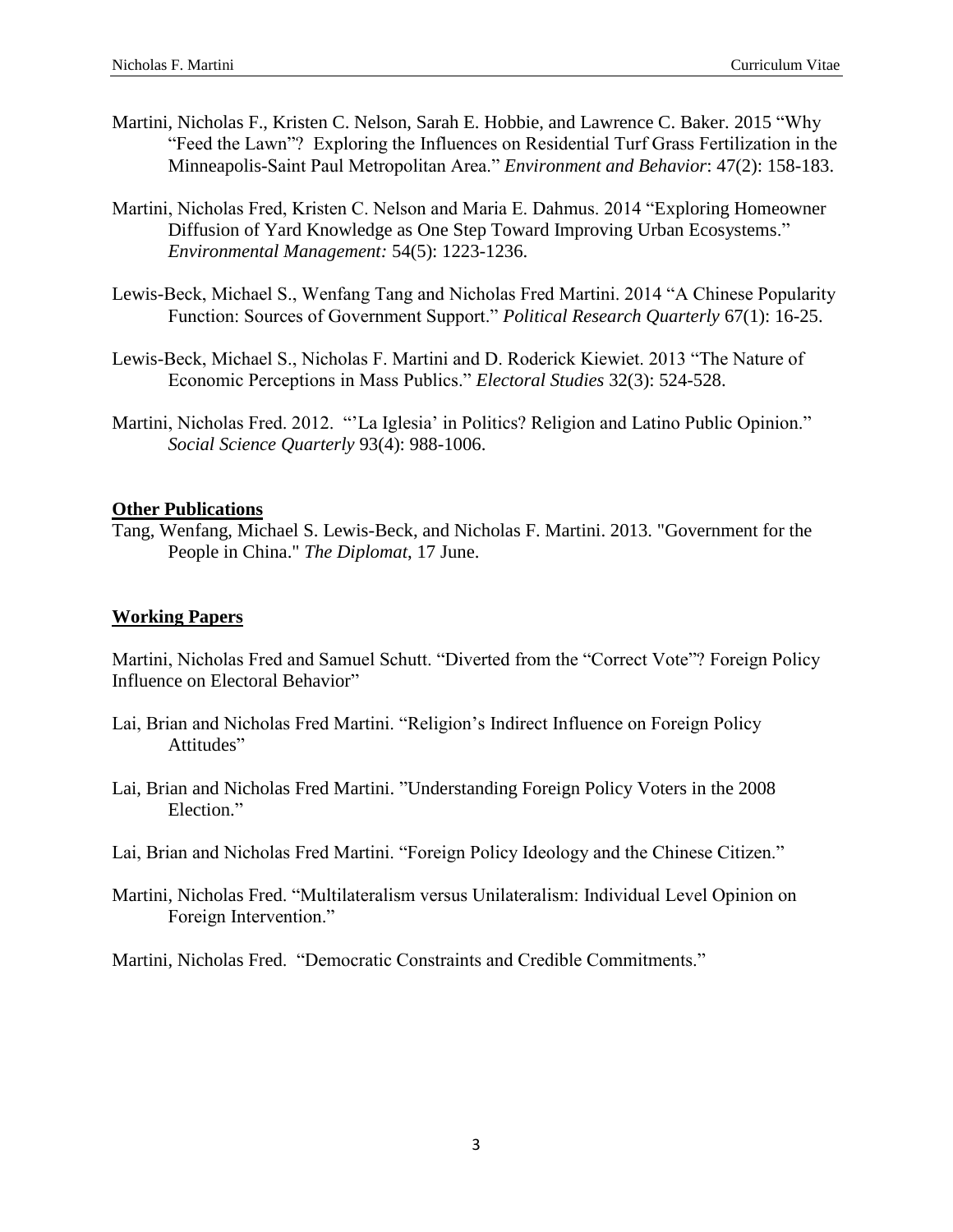Martini, Nicholas F., Kristen C. Nelson, Sarah E. Hobbie, and Lawrence C. Baker. 2015 "Why "Feed the Lawn"? Exploring the Influences on Residential Turf Grass Fertilization in the Minneapolis-Saint Paul Metropolitan Area." *Environment and Behavior*: 47(2): 158-183.

Martini, Nicholas Fred, Kristen C. Nelson and Maria E. Dahmus. 2014 "Exploring Homeowner Diffusion of Yard Knowledge as One Step Toward Improving Urban Ecosystems." *Environmental Management:* 54(5): 1223-1236.

Lewis-Beck, Michael S., Wenfang Tang and Nicholas Fred Martini. 2014 "A Chinese Popularity Function: Sources of Government Support." *Political Research Quarterly* 67(1): 16-25.

Lewis-Beck, Michael S., Nicholas F. Martini and D. Roderick Kiewiet. 2013 "The Nature of Economic Perceptions in Mass Publics." *Electoral Studies* 32(3): 524-528.

Martini, Nicholas Fred. 2012. "'La Iglesia' in Politics? Religion and Latino Public Opinion." *Social Science Quarterly* 93(4): 988-1006.

**Other Publications**

Tang, Wenfang, Michael S. Lewis-Beck, and Nicholas F. Martini. 2013. "Government for the People in China." *The Diplomat*, 17 June.

**Working Papers**

Martini, Nicholas Fred and Samuel Schutt. "Diverted from the "Correct Vote"? Foreign Policy Influence on Electoral Behavior"

Lai, Brian and Nicholas Fred Martini. "Religion's Indirect Influence on Foreign Policy Attitudes"

Lai, Brian and Nicholas Fred Martini. "Understanding Foreign Policy Voters in the 2008 Election."

Lai, Brian and Nicholas Fred Martini. "Foreign Policy Ideology and the Chinese Citizen."

Martini, Nicholas Fred. "Multilateralism versus Unilateralism: Individual Level Opinion on Foreign Intervention."

Martini, Nicholas Fred. "Democratic Constraints and Credible Commitments."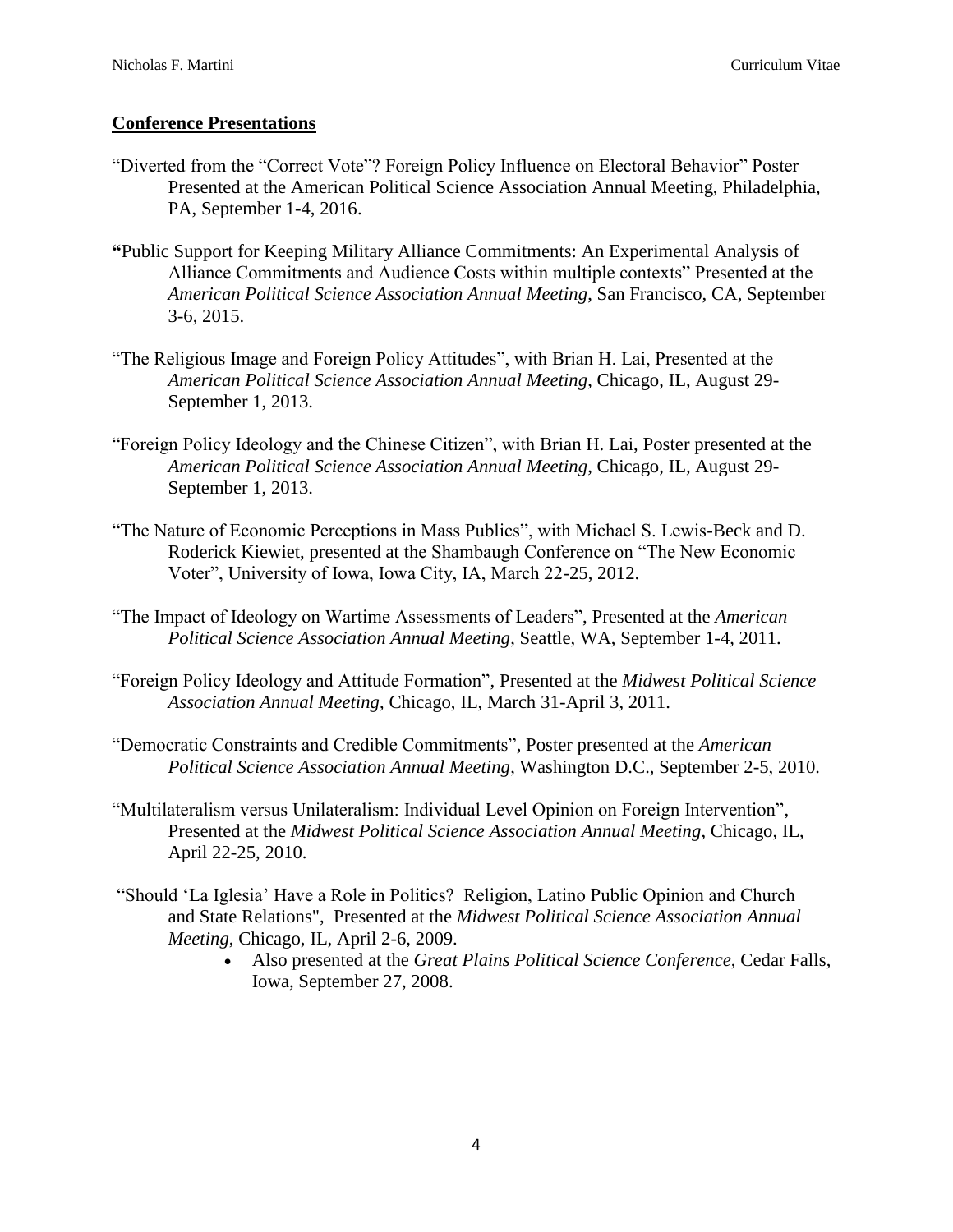## Conference Presentations

"Diverted from the "Correct Vote"? Foreign Policy Influence on Electoral Behavior" Poster Presented at the American Political Science Association Annual Meeting, Philadelphia, PA, September 1-4, 2016.

**"**Public Support for Keeping Military Alliance Commitments: An Experimental Analysis of Alliance Commitments and Audience Costs within multiple contexts" Presented at the *American Political Science Association Annual Meeting*, San Francisco, CA, September 3-6, 2015.

"The Religious Image and Foreign Policy Attitudes", with Brian H. Lai, Presented at the *American Political Science Association Annual Meeting*, Chicago, IL, August 29-September 1, 2013.

"Foreign Policy Ideology and the Chinese Citizen", with Brian H. Lai, Poster presented at the *American Political Science Association Annual Meeting*, Chicago, IL, August 29-September 1, 2013.

"The Nature of Economic Perceptions in Mass Publics", with Michael S. Lewis-Beck and D. Roderick Kiewiet, presented at the Shambaugh Conference on "The New Economic Voter", University of Iowa, Iowa City, IA, March 22-25, 2012.

"The Impact of Ideology on Wartime Assessments of Leaders", Presented at the *American Political Science Association Annual Meeting*, Seattle, WA, September 1-4, 2011.

"Foreign Policy Ideology and Attitude Formation", Presented at the *Midwest Political Science Association Annual Meeting*, Chicago, IL, March 31-April 3, 2011.

"Democratic Constraints and Credible Commitments", Poster presented at the *American Political Science Association Annual Meeting*, Washington D.C., September 2-5, 2010.

"Multilateralism versus Unilateralism: Individual Level Opinion on Foreign Intervention", Presented at the *Midwest Political Science Association Annual Meeting*, Chicago, IL, April 22-25, 2010.

"Should 'La Iglesia' Have a Role in Politics? Religion, Latino Public Opinion and Church and State Relations", Presented at the *Midwest Political Science Association Annual Meeting*, Chicago, IL, April 2-6, 2009.

- Also presented at the *Great Plains Political Science Conference*, Cedar Falls, Iowa, September 27, 2008.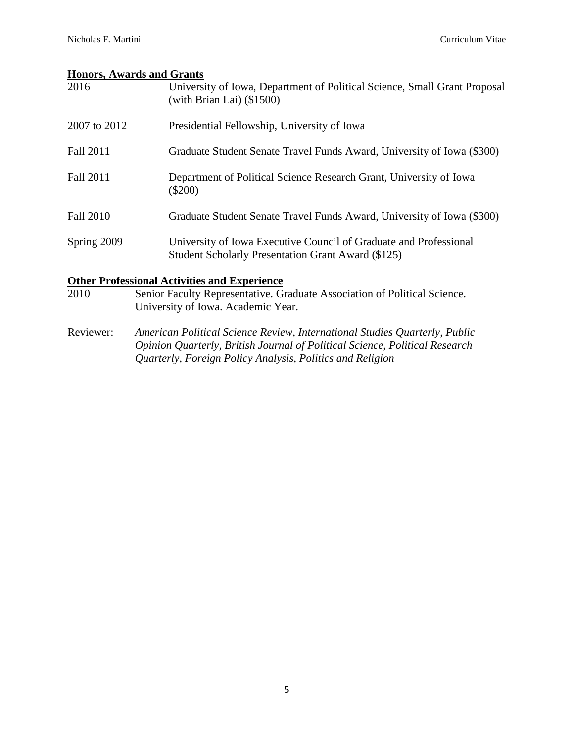## Honors, Awards and Grants

| | |
|---|---|
| 2016 | University of Iowa, Department of Political Science, Small Grant Proposal (with Brian Lai) ($1500) |
| 2007 to 2012 | Presidential Fellowship, University of Iowa |
| Fall 2011 | Graduate Student Senate Travel Funds Award, University of Iowa ($300) |
| Fall 2011 | Department of Political Science Research Grant, University of Iowa ($200) |
| Fall 2010 | Graduate Student Senate Travel Funds Award, University of Iowa ($300) |
| Spring 2009 | University of Iowa Executive Council of Graduate and Professional Student Scholarly Presentation Grant Award ($125) |

## Other Professional Activities and Experience

2010 Senior Faculty Representative. Graduate Association of Political Science. University of Iowa. Academic Year.

Reviewer: *American Political Science Review, International Studies Quarterly, Public Opinion Quarterly, British Journal of Political Science, Political Research Quarterly, Foreign Policy Analysis, Politics and Religion*